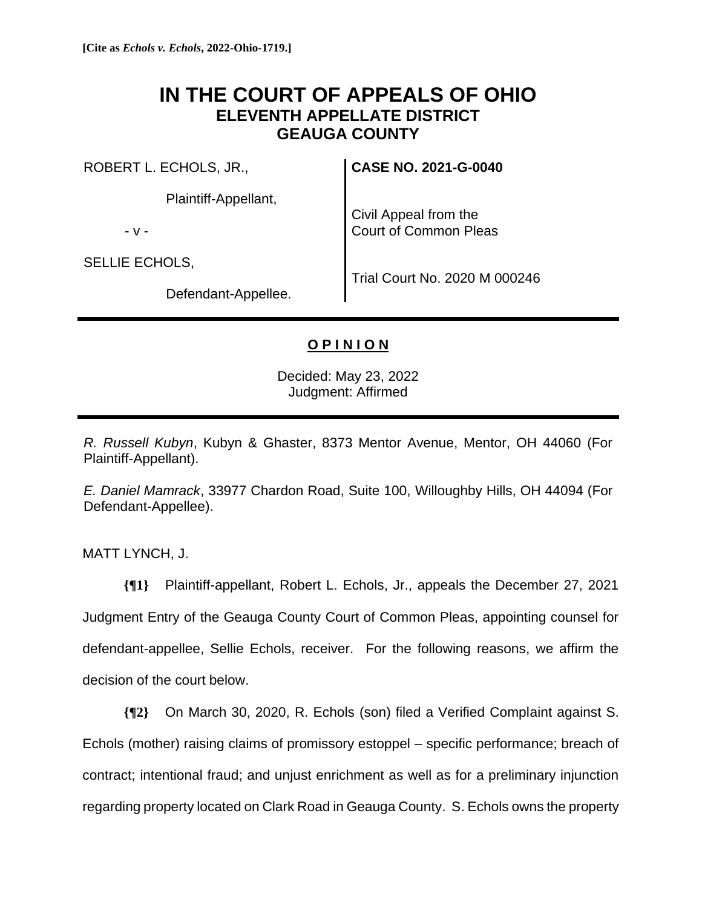**[Cite as *Echols v. Echols*, 2022-Ohio-1719.]**

# IN THE COURT OF APPEALS OF OHIO
## ELEVENTH APPELLATE DISTRICT
## GEAUGA COUNTY

| | |
|---|---|
| ROBERT L. ECHOLS, JR., | **CASE NO. 2021-G-0040** |
| Plaintiff-Appellant, | |
| - v - | Civil Appeal from the Court of Common Pleas |
| SELLIE ECHOLS, | |
| Defendant-Appellee. | Trial Court No. 2020 M 000246 |

---

**<u>O P I N I O N</u>**

Decided: May 23, 2022
Judgment: Affirmed

---

*R. Russell Kubyn*, Kubyn & Ghaster, 8373 Mentor Avenue, Mentor, OH 44060 (For Plaintiff-Appellant).

*E. Daniel Mamrack*, 33977 Chardon Road, Suite 100, Willoughby Hills, OH 44094 (For Defendant-Appellee).

MATT LYNCH, J.

**{¶1}** Plaintiff-appellant, Robert L. Echols, Jr., appeals the December 27, 2021 Judgment Entry of the Geauga County Court of Common Pleas, appointing counsel for defendant-appellee, Sellie Echols, receiver. For the following reasons, we affirm the decision of the court below.

**{¶2}** On March 30, 2020, R. Echols (son) filed a Verified Complaint against S. Echols (mother) raising claims of promissory estoppel – specific performance; breach of contract; intentional fraud; and unjust enrichment as well as for a preliminary injunction regarding property located on Clark Road in Geauga County. S. Echols owns the property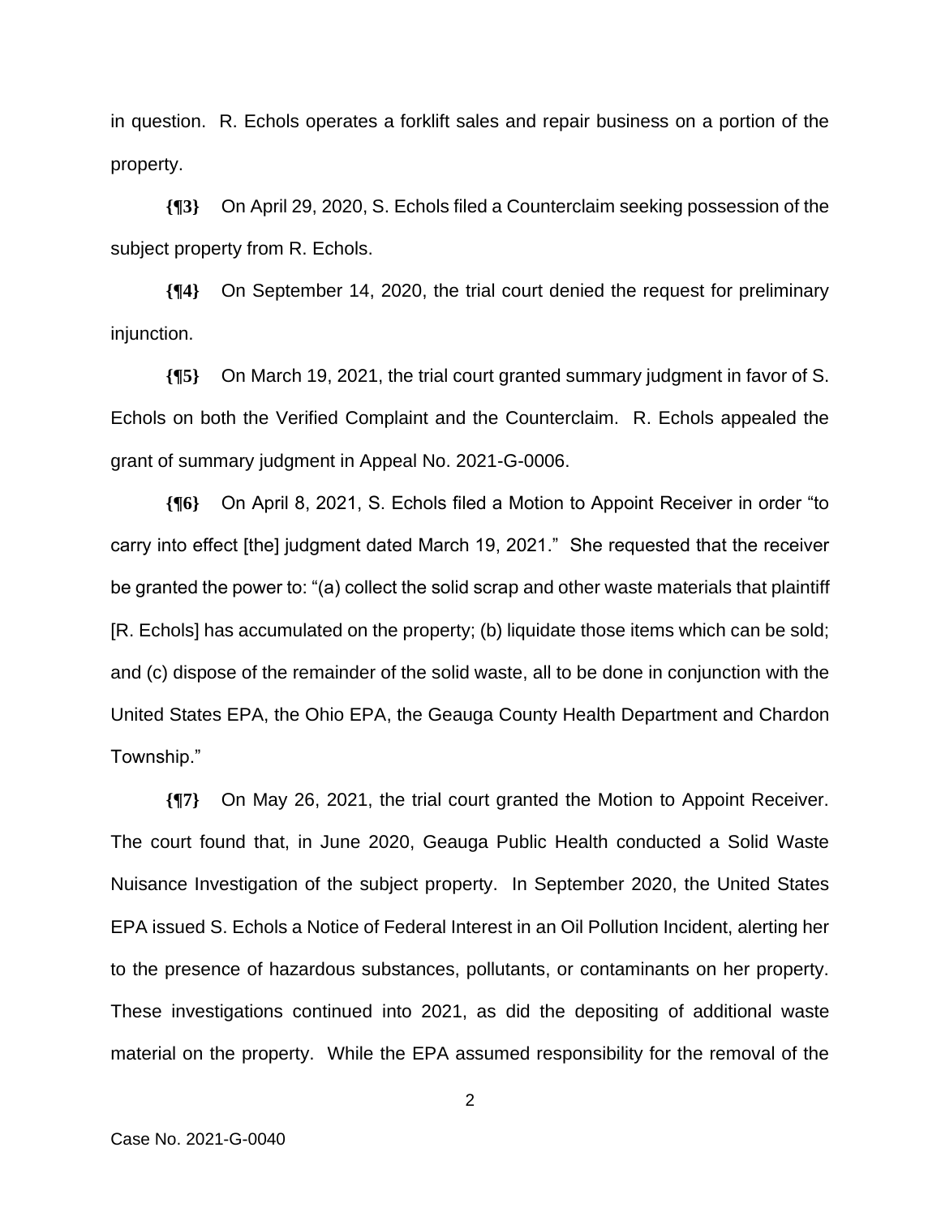in question. R. Echols operates a forklift sales and repair business on a portion of the property.

**{¶3}** On April 29, 2020, S. Echols filed a Counterclaim seeking possession of the subject property from R. Echols.

**{¶4}** On September 14, 2020, the trial court denied the request for preliminary injunction.

**{¶5}** On March 19, 2021, the trial court granted summary judgment in favor of S. Echols on both the Verified Complaint and the Counterclaim. R. Echols appealed the grant of summary judgment in Appeal No. 2021-G-0006.

**{¶6}** On April 8, 2021, S. Echols filed a Motion to Appoint Receiver in order "to carry into effect [the] judgment dated March 19, 2021." She requested that the receiver be granted the power to: "(a) collect the solid scrap and other waste materials that plaintiff [R. Echols] has accumulated on the property; (b) liquidate those items which can be sold; and (c) dispose of the remainder of the solid waste, all to be done in conjunction with the United States EPA, the Ohio EPA, the Geauga County Health Department and Chardon Township."

**{¶7}** On May 26, 2021, the trial court granted the Motion to Appoint Receiver. The court found that, in June 2020, Geauga Public Health conducted a Solid Waste Nuisance Investigation of the subject property. In September 2020, the United States EPA issued S. Echols a Notice of Federal Interest in an Oil Pollution Incident, alerting her to the presence of hazardous substances, pollutants, or contaminants on her property. These investigations continued into 2021, as did the depositing of additional waste material on the property. While the EPA assumed responsibility for the removal of the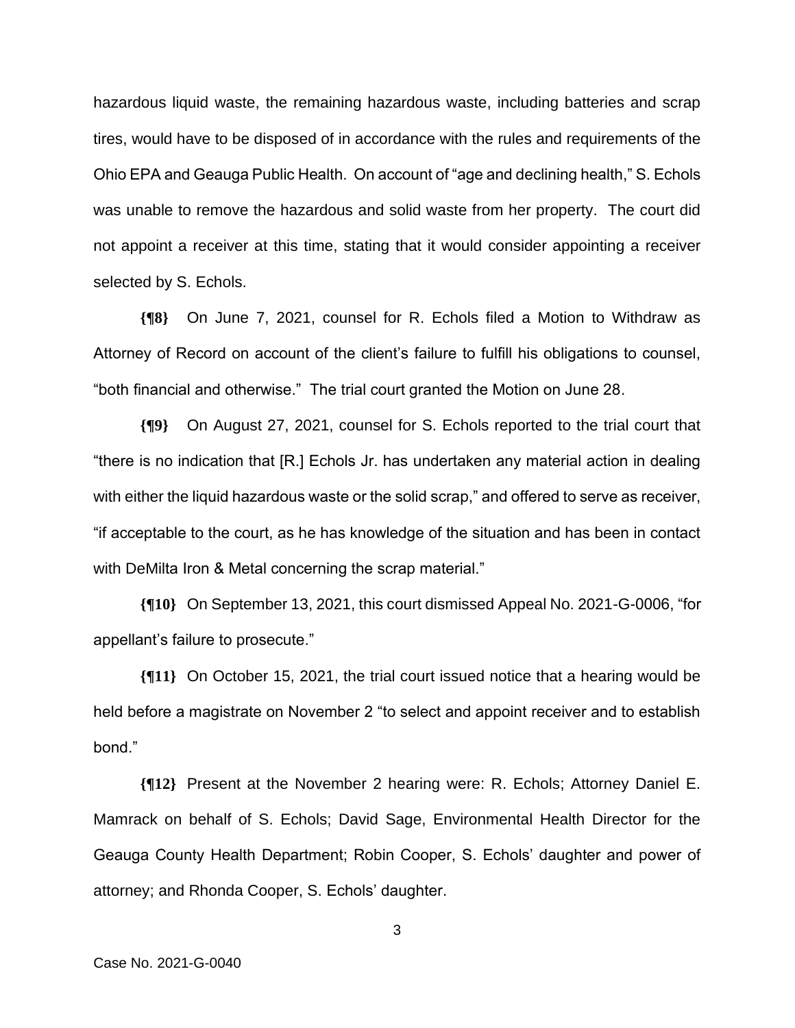hazardous liquid waste, the remaining hazardous waste, including batteries and scrap tires, would have to be disposed of in accordance with the rules and requirements of the Ohio EPA and Geauga Public Health. On account of "age and declining health," S. Echols was unable to remove the hazardous and solid waste from her property. The court did not appoint a receiver at this time, stating that it would consider appointing a receiver selected by S. Echols.

**{¶8}** On June 7, 2021, counsel for R. Echols filed a Motion to Withdraw as Attorney of Record on account of the client's failure to fulfill his obligations to counsel, "both financial and otherwise." The trial court granted the Motion on June 28.

**{¶9}** On August 27, 2021, counsel for S. Echols reported to the trial court that "there is no indication that [R.] Echols Jr. has undertaken any material action in dealing with either the liquid hazardous waste or the solid scrap," and offered to serve as receiver, "if acceptable to the court, as he has knowledge of the situation and has been in contact with DeMilta Iron & Metal concerning the scrap material."

**{¶10}** On September 13, 2021, this court dismissed Appeal No. 2021-G-0006, "for appellant's failure to prosecute."

**{¶11}** On October 15, 2021, the trial court issued notice that a hearing would be held before a magistrate on November 2 "to select and appoint receiver and to establish bond."

**{¶12}** Present at the November 2 hearing were: R. Echols; Attorney Daniel E. Mamrack on behalf of S. Echols; David Sage, Environmental Health Director for the Geauga County Health Department; Robin Cooper, S. Echols' daughter and power of attorney; and Rhonda Cooper, S. Echols' daughter.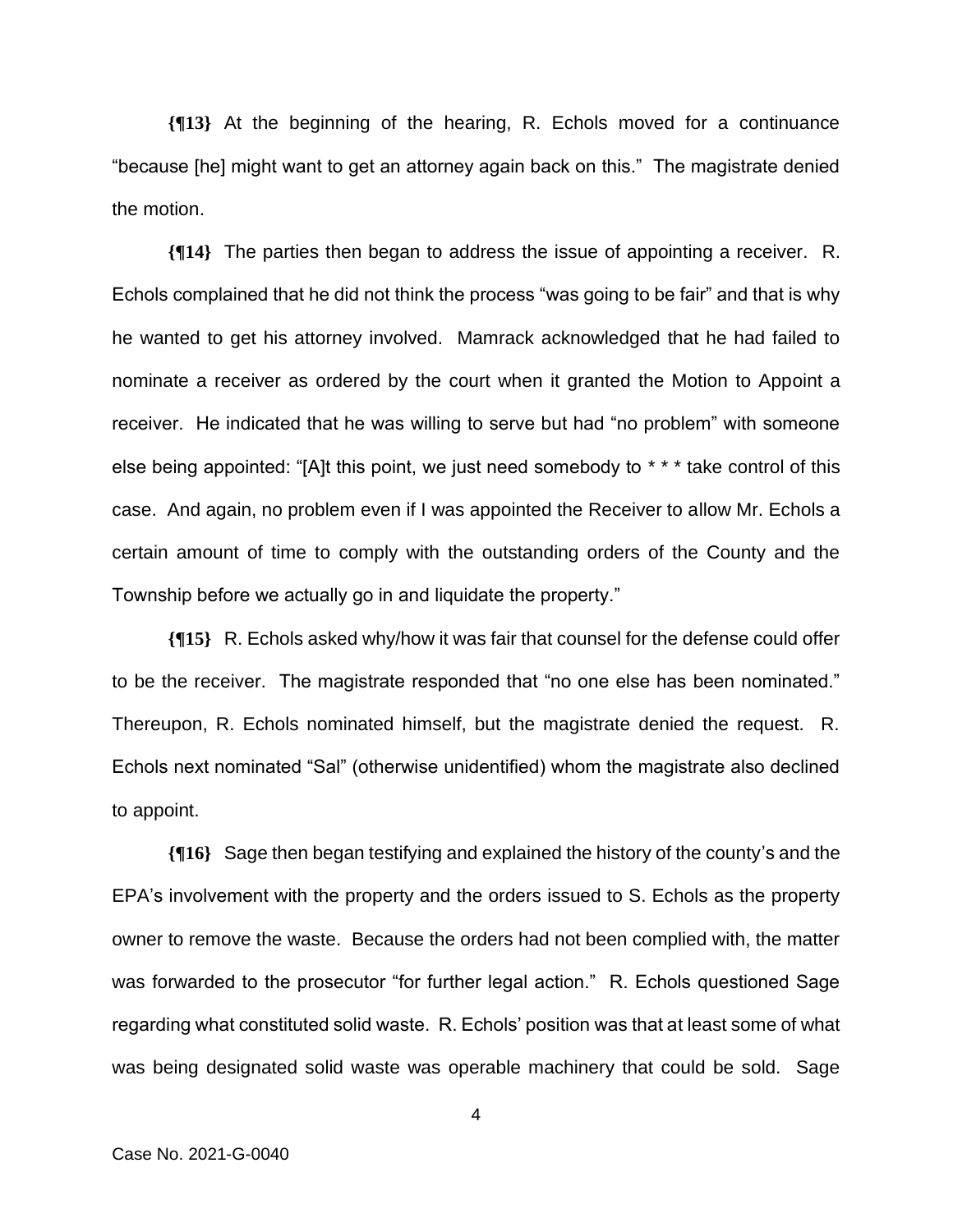**{¶13}** At the beginning of the hearing, R. Echols moved for a continuance "because [he] might want to get an attorney again back on this." The magistrate denied the motion.

**{¶14}** The parties then began to address the issue of appointing a receiver. R. Echols complained that he did not think the process "was going to be fair" and that is why he wanted to get his attorney involved. Mamrack acknowledged that he had failed to nominate a receiver as ordered by the court when it granted the Motion to Appoint a receiver. He indicated that he was willing to serve but had "no problem" with someone else being appointed: "[A]t this point, we just need somebody to * * * take control of this case. And again, no problem even if I was appointed the Receiver to allow Mr. Echols a certain amount of time to comply with the outstanding orders of the County and the Township before we actually go in and liquidate the property."

**{¶15}** R. Echols asked why/how it was fair that counsel for the defense could offer to be the receiver. The magistrate responded that "no one else has been nominated." Thereupon, R. Echols nominated himself, but the magistrate denied the request. R. Echols next nominated "Sal" (otherwise unidentified) whom the magistrate also declined to appoint.

**{¶16}** Sage then began testifying and explained the history of the county's and the EPA's involvement with the property and the orders issued to S. Echols as the property owner to remove the waste. Because the orders had not been complied with, the matter was forwarded to the prosecutor "for further legal action." R. Echols questioned Sage regarding what constituted solid waste. R. Echols' position was that at least some of what was being designated solid waste was operable machinery that could be sold. Sage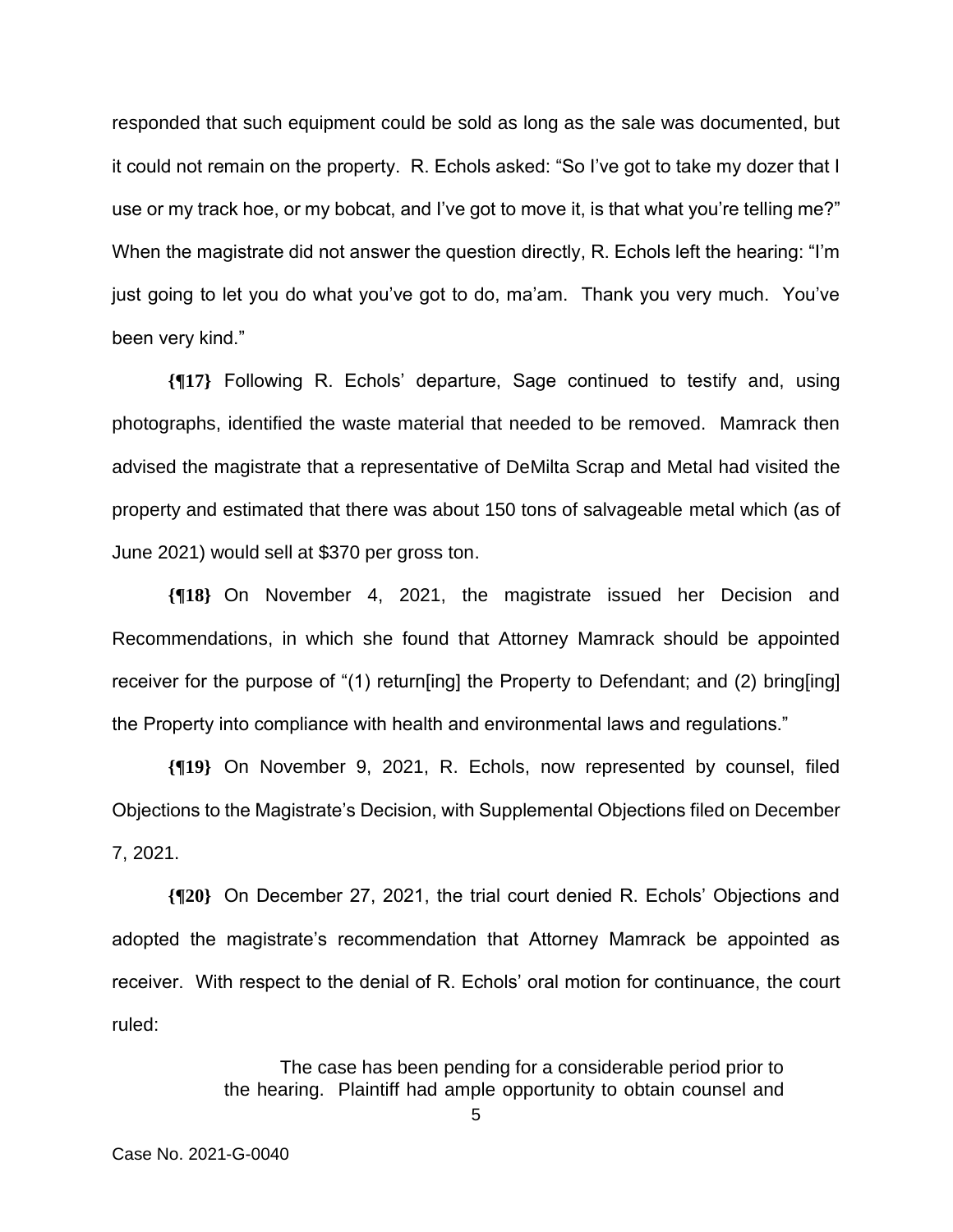responded that such equipment could be sold as long as the sale was documented, but it could not remain on the property. R. Echols asked: "So I've got to take my dozer that I use or my track hoe, or my bobcat, and I've got to move it, is that what you're telling me?" When the magistrate did not answer the question directly, R. Echols left the hearing: "I'm just going to let you do what you've got to do, ma'am. Thank you very much. You've been very kind."

**{¶17}** Following R. Echols' departure, Sage continued to testify and, using photographs, identified the waste material that needed to be removed. Mamrack then advised the magistrate that a representative of DeMilta Scrap and Metal had visited the property and estimated that there was about 150 tons of salvageable metal which (as of June 2021) would sell at $370 per gross ton.

**{¶18}** On November 4, 2021, the magistrate issued her Decision and Recommendations, in which she found that Attorney Mamrack should be appointed receiver for the purpose of "(1) return[ing] the Property to Defendant; and (2) bring[ing] the Property into compliance with health and environmental laws and regulations."

**{¶19}** On November 9, 2021, R. Echols, now represented by counsel, filed Objections to the Magistrate's Decision, with Supplemental Objections filed on December 7, 2021.

**{¶20}** On December 27, 2021, the trial court denied R. Echols' Objections and adopted the magistrate's recommendation that Attorney Mamrack be appointed as receiver. With respect to the denial of R. Echols' oral motion for continuance, the court ruled:

> The case has been pending for a considerable period prior to the hearing. Plaintiff had ample opportunity to obtain counsel and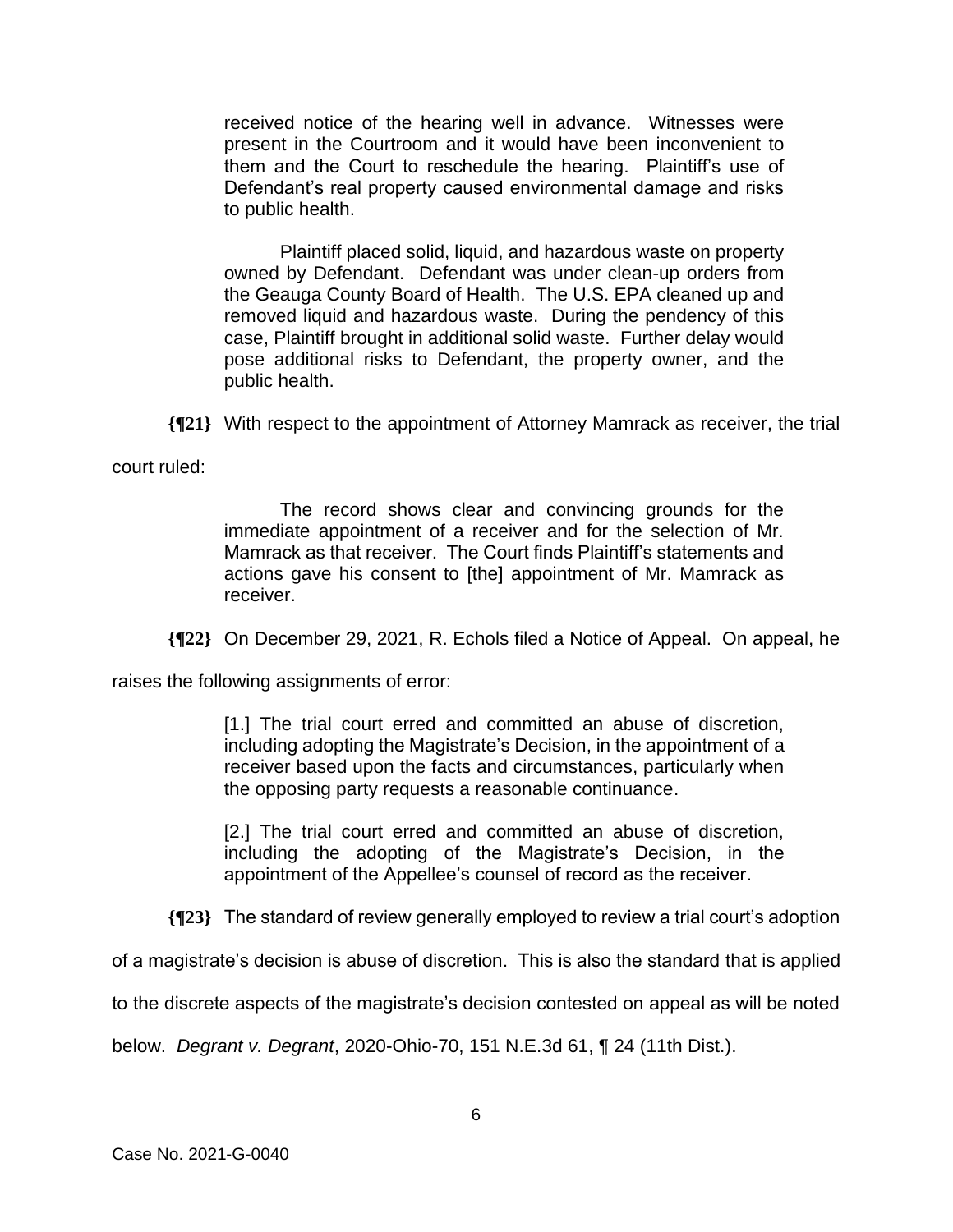> received notice of the hearing well in advance. Witnesses were present in the Courtroom and it would have been inconvenient to them and the Court to reschedule the hearing. Plaintiff's use of Defendant's real property caused environmental damage and risks to public health.
>
> Plaintiff placed solid, liquid, and hazardous waste on property owned by Defendant. Defendant was under clean-up orders from the Geauga County Board of Health. The U.S. EPA cleaned up and removed liquid and hazardous waste. During the pendency of this case, Plaintiff brought in additional solid waste. Further delay would pose additional risks to Defendant, the property owner, and the public health.

**{¶21}** With respect to the appointment of Attorney Mamrack as receiver, the trial court ruled:

> The record shows clear and convincing grounds for the immediate appointment of a receiver and for the selection of Mr. Mamrack as that receiver. The Court finds Plaintiff's statements and actions gave his consent to [the] appointment of Mr. Mamrack as receiver.

**{¶22}** On December 29, 2021, R. Echols filed a Notice of Appeal. On appeal, he raises the following assignments of error:

> [1.] The trial court erred and committed an abuse of discretion, including adopting the Magistrate's Decision, in the appointment of a receiver based upon the facts and circumstances, particularly when the opposing party requests a reasonable continuance.
>
> [2.] The trial court erred and committed an abuse of discretion, including the adopting of the Magistrate's Decision, in the appointment of the Appellee's counsel of record as the receiver.

**{¶23}** The standard of review generally employed to review a trial court's adoption of a magistrate's decision is abuse of discretion. This is also the standard that is applied to the discrete aspects of the magistrate's decision contested on appeal as will be noted below. *Degrant v. Degrant*, 2020-Ohio-70, 151 N.E.3d 61, ¶ 24 (11th Dist.).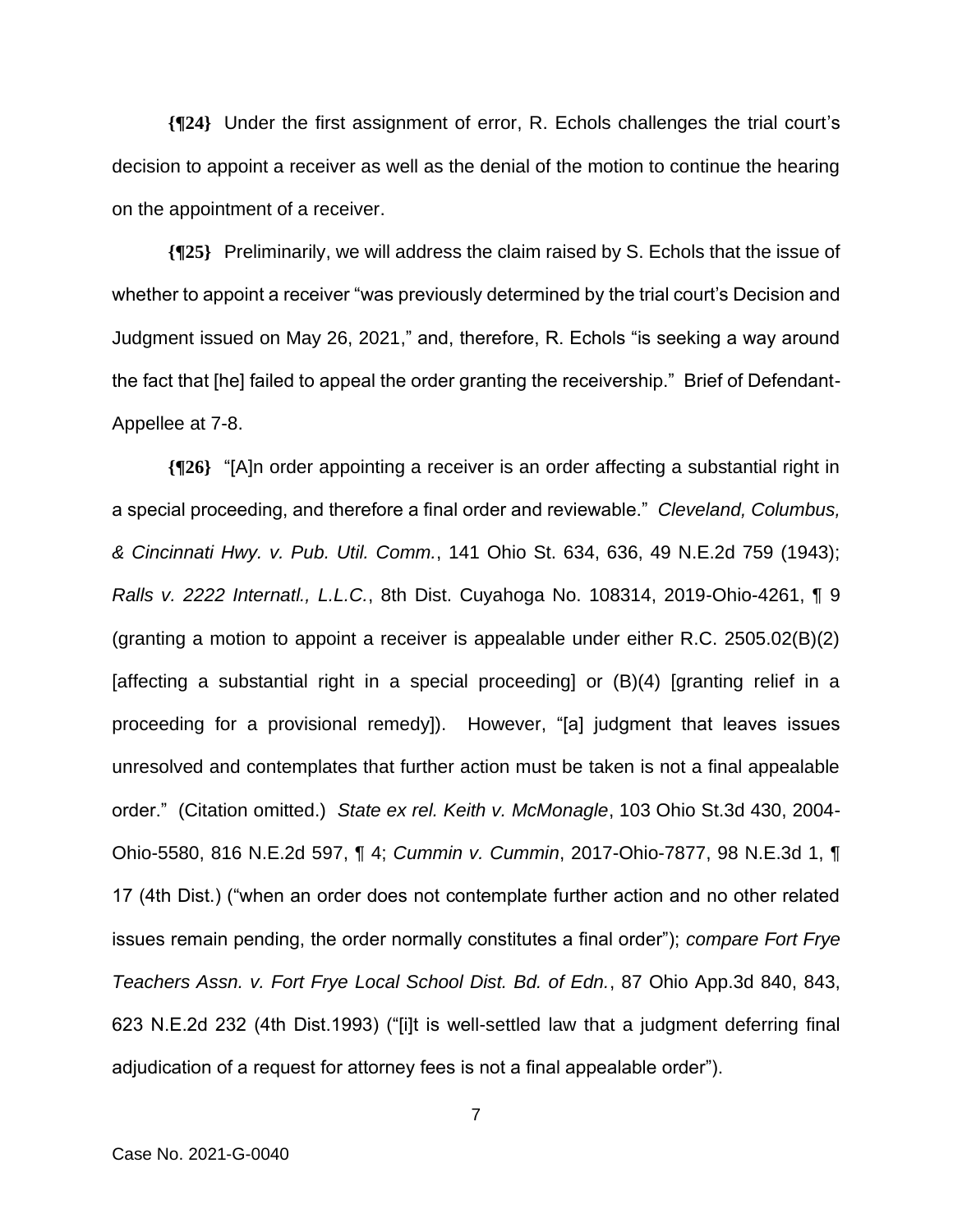**{¶24}** Under the first assignment of error, R. Echols challenges the trial court's decision to appoint a receiver as well as the denial of the motion to continue the hearing on the appointment of a receiver.

**{¶25}** Preliminarily, we will address the claim raised by S. Echols that the issue of whether to appoint a receiver "was previously determined by the trial court's Decision and Judgment issued on May 26, 2021," and, therefore, R. Echols "is seeking a way around the fact that [he] failed to appeal the order granting the receivership." Brief of Defendant-Appellee at 7-8.

**{¶26}** "[A]n order appointing a receiver is an order affecting a substantial right in a special proceeding, and therefore a final order and reviewable." *Cleveland, Columbus, & Cincinnati Hwy. v. Pub. Util. Comm.*, 141 Ohio St. 634, 636, 49 N.E.2d 759 (1943); *Ralls v. 2222 Internatl., L.L.C.*, 8th Dist. Cuyahoga No. 108314, 2019-Ohio-4261, ¶ 9 (granting a motion to appoint a receiver is appealable under either R.C. 2505.02(B)(2) [affecting a substantial right in a special proceeding] or (B)(4) [granting relief in a proceeding for a provisional remedy]). However, "[a] judgment that leaves issues unresolved and contemplates that further action must be taken is not a final appealable order." (Citation omitted.) *State ex rel. Keith v. McMonagle*, 103 Ohio St.3d 430, 2004-Ohio-5580, 816 N.E.2d 597, ¶ 4; *Cummin v. Cummin*, 2017-Ohio-7877, 98 N.E.3d 1, ¶ 17 (4th Dist.) ("when an order does not contemplate further action and no other related issues remain pending, the order normally constitutes a final order"); *compare Fort Frye Teachers Assn. v. Fort Frye Local School Dist. Bd. of Edn.*, 87 Ohio App.3d 840, 843, 623 N.E.2d 232 (4th Dist.1993) ("[i]t is well-settled law that a judgment deferring final adjudication of a request for attorney fees is not a final appealable order").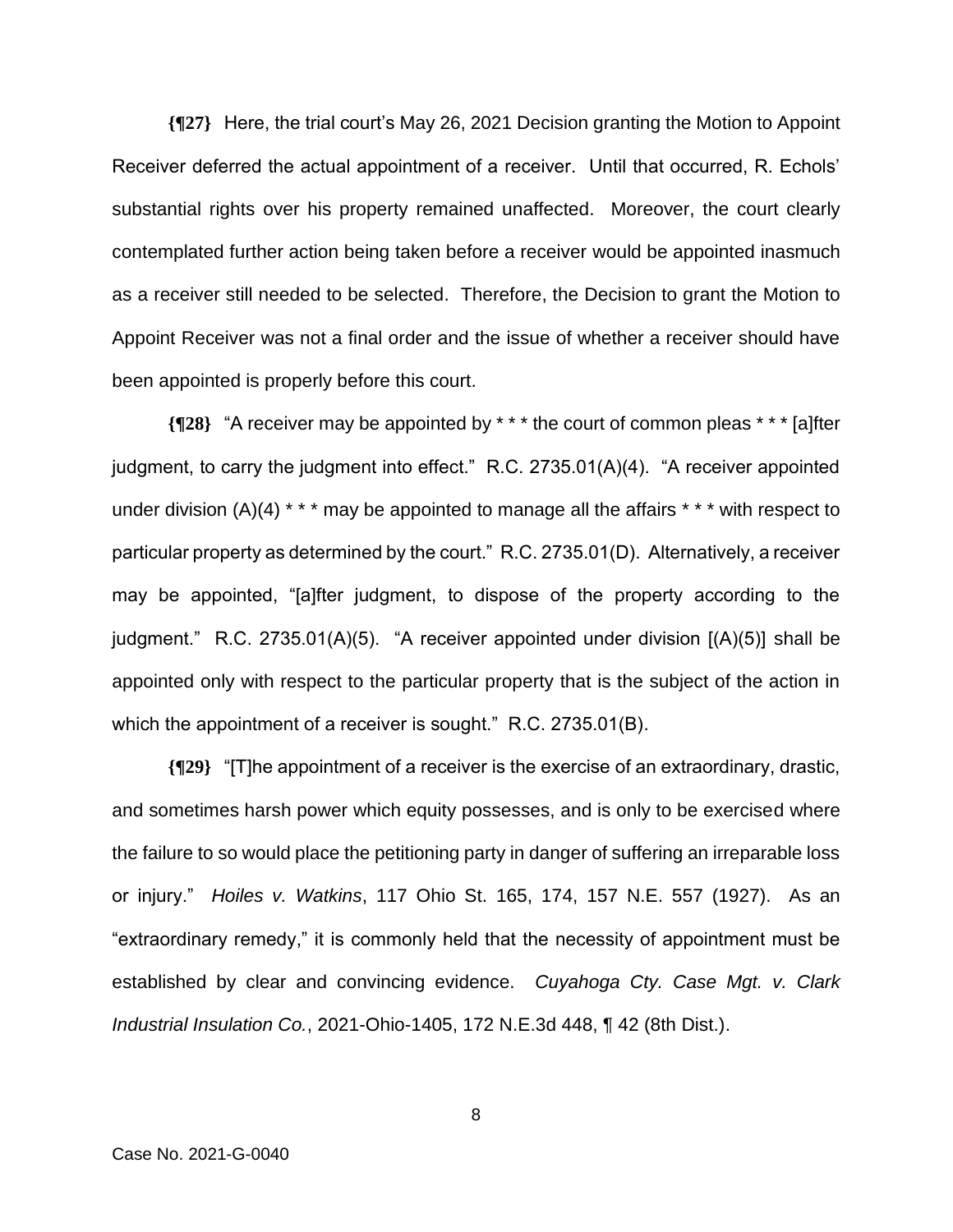**{¶27}** Here, the trial court's May 26, 2021 Decision granting the Motion to Appoint Receiver deferred the actual appointment of a receiver. Until that occurred, R. Echols' substantial rights over his property remained unaffected. Moreover, the court clearly contemplated further action being taken before a receiver would be appointed inasmuch as a receiver still needed to be selected. Therefore, the Decision to grant the Motion to Appoint Receiver was not a final order and the issue of whether a receiver should have been appointed is properly before this court.

**{¶28}** "A receiver may be appointed by * * * the court of common pleas * * * [a]fter judgment, to carry the judgment into effect." R.C. 2735.01(A)(4). "A receiver appointed under division (A)(4) * * * may be appointed to manage all the affairs * * * with respect to particular property as determined by the court." R.C. 2735.01(D). Alternatively, a receiver may be appointed, "[a]fter judgment, to dispose of the property according to the judgment." R.C. 2735.01(A)(5). "A receiver appointed under division [(A)(5)] shall be appointed only with respect to the particular property that is the subject of the action in which the appointment of a receiver is sought." R.C. 2735.01(B).

**{¶29}** "[T]he appointment of a receiver is the exercise of an extraordinary, drastic, and sometimes harsh power which equity possesses, and is only to be exercised where the failure to so would place the petitioning party in danger of suffering an irreparable loss or injury." *Hoiles v. Watkins*, 117 Ohio St. 165, 174, 157 N.E. 557 (1927). As an "extraordinary remedy," it is commonly held that the necessity of appointment must be established by clear and convincing evidence. *Cuyahoga Cty. Case Mgt. v. Clark Industrial Insulation Co.*, 2021-Ohio-1405, 172 N.E.3d 448, ¶ 42 (8th Dist.).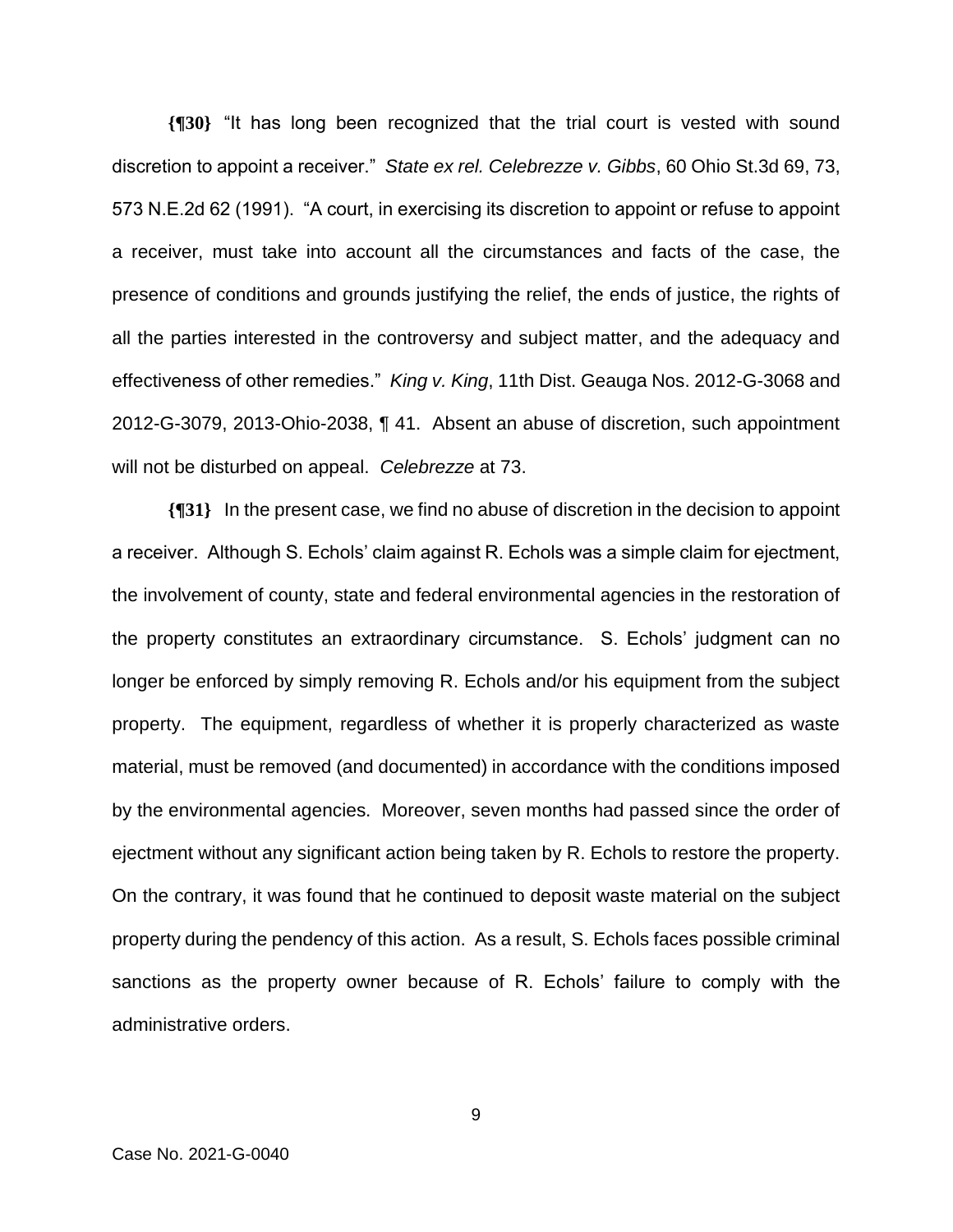**{¶30}** "It has long been recognized that the trial court is vested with sound discretion to appoint a receiver." *State ex rel. Celebrezze v. Gibbs*, 60 Ohio St.3d 69, 73, 573 N.E.2d 62 (1991). "A court, in exercising its discretion to appoint or refuse to appoint a receiver, must take into account all the circumstances and facts of the case, the presence of conditions and grounds justifying the relief, the ends of justice, the rights of all the parties interested in the controversy and subject matter, and the adequacy and effectiveness of other remedies." *King v. King*, 11th Dist. Geauga Nos. 2012-G-3068 and 2012-G-3079, 2013-Ohio-2038, ¶ 41. Absent an abuse of discretion, such appointment will not be disturbed on appeal. *Celebrezze* at 73.

**{¶31}** In the present case, we find no abuse of discretion in the decision to appoint a receiver. Although S. Echols' claim against R. Echols was a simple claim for ejectment, the involvement of county, state and federal environmental agencies in the restoration of the property constitutes an extraordinary circumstance. S. Echols' judgment can no longer be enforced by simply removing R. Echols and/or his equipment from the subject property. The equipment, regardless of whether it is properly characterized as waste material, must be removed (and documented) in accordance with the conditions imposed by the environmental agencies. Moreover, seven months had passed since the order of ejectment without any significant action being taken by R. Echols to restore the property. On the contrary, it was found that he continued to deposit waste material on the subject property during the pendency of this action. As a result, S. Echols faces possible criminal sanctions as the property owner because of R. Echols' failure to comply with the administrative orders.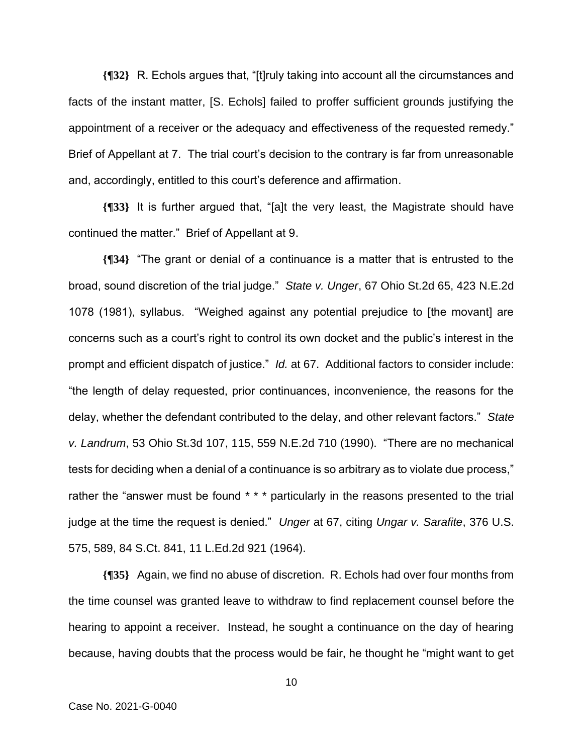**{¶32}** R. Echols argues that, "[t]ruly taking into account all the circumstances and facts of the instant matter, [S. Echols] failed to proffer sufficient grounds justifying the appointment of a receiver or the adequacy and effectiveness of the requested remedy." Brief of Appellant at 7. The trial court's decision to the contrary is far from unreasonable and, accordingly, entitled to this court's deference and affirmation.

**{¶33}** It is further argued that, "[a]t the very least, the Magistrate should have continued the matter." Brief of Appellant at 9.

**{¶34}** "The grant or denial of a continuance is a matter that is entrusted to the broad, sound discretion of the trial judge." *State v. Unger*, 67 Ohio St.2d 65, 423 N.E.2d 1078 (1981), syllabus. "Weighed against any potential prejudice to [the movant] are concerns such as a court's right to control its own docket and the public's interest in the prompt and efficient dispatch of justice." *Id.* at 67. Additional factors to consider include: "the length of delay requested, prior continuances, inconvenience, the reasons for the delay, whether the defendant contributed to the delay, and other relevant factors." *State v. Landrum*, 53 Ohio St.3d 107, 115, 559 N.E.2d 710 (1990). "There are no mechanical tests for deciding when a denial of a continuance is so arbitrary as to violate due process," rather the "answer must be found * * * particularly in the reasons presented to the trial judge at the time the request is denied." *Unger* at 67, citing *Ungar v. Sarafite*, 376 U.S. 575, 589, 84 S.Ct. 841, 11 L.Ed.2d 921 (1964).

**{¶35}** Again, we find no abuse of discretion. R. Echols had over four months from the time counsel was granted leave to withdraw to find replacement counsel before the hearing to appoint a receiver. Instead, he sought a continuance on the day of hearing because, having doubts that the process would be fair, he thought he "might want to get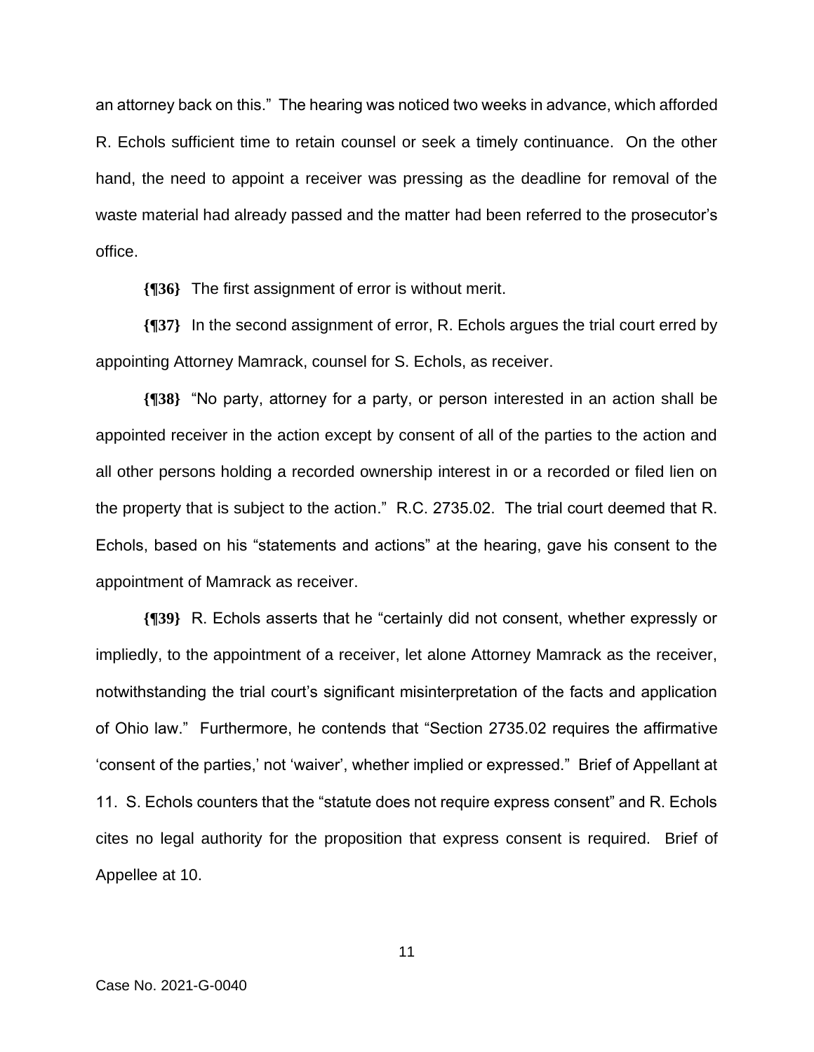an attorney back on this." The hearing was noticed two weeks in advance, which afforded R. Echols sufficient time to retain counsel or seek a timely continuance. On the other hand, the need to appoint a receiver was pressing as the deadline for removal of the waste material had already passed and the matter had been referred to the prosecutor's office.

**{¶36}** The first assignment of error is without merit.

**{¶37}** In the second assignment of error, R. Echols argues the trial court erred by appointing Attorney Mamrack, counsel for S. Echols, as receiver.

**{¶38}** "No party, attorney for a party, or person interested in an action shall be appointed receiver in the action except by consent of all of the parties to the action and all other persons holding a recorded ownership interest in or a recorded or filed lien on the property that is subject to the action." R.C. 2735.02. The trial court deemed that R. Echols, based on his "statements and actions" at the hearing, gave his consent to the appointment of Mamrack as receiver.

**{¶39}** R. Echols asserts that he "certainly did not consent, whether expressly or impliedly, to the appointment of a receiver, let alone Attorney Mamrack as the receiver, notwithstanding the trial court's significant misinterpretation of the facts and application of Ohio law." Furthermore, he contends that "Section 2735.02 requires the affirmative 'consent of the parties,' not 'waiver', whether implied or expressed." Brief of Appellant at 11. S. Echols counters that the "statute does not require express consent" and R. Echols cites no legal authority for the proposition that express consent is required. Brief of Appellee at 10.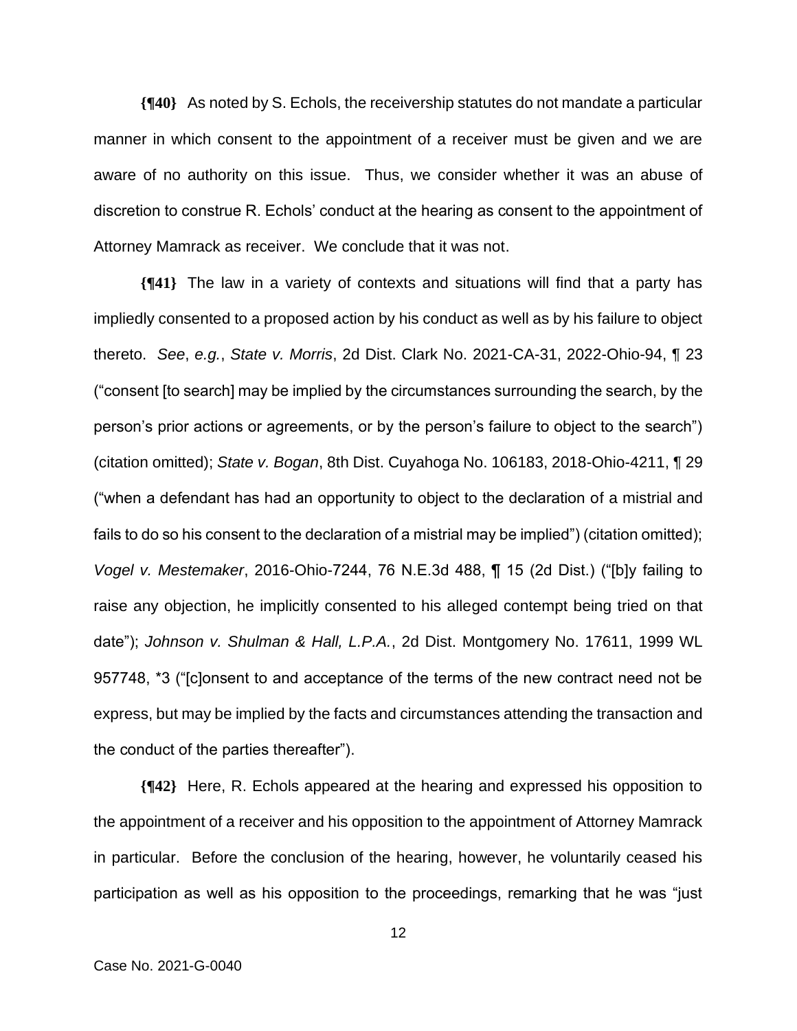**{¶40}** As noted by S. Echols, the receivership statutes do not mandate a particular manner in which consent to the appointment of a receiver must be given and we are aware of no authority on this issue. Thus, we consider whether it was an abuse of discretion to construe R. Echols' conduct at the hearing as consent to the appointment of Attorney Mamrack as receiver. We conclude that it was not.

**{¶41}** The law in a variety of contexts and situations will find that a party has impliedly consented to a proposed action by his conduct as well as by his failure to object thereto. *See*, *e.g.*, *State v. Morris*, 2d Dist. Clark No. 2021-CA-31, 2022-Ohio-94, ¶ 23 ("consent [to search] may be implied by the circumstances surrounding the search, by the person's prior actions or agreements, or by the person's failure to object to the search") (citation omitted); *State v. Bogan*, 8th Dist. Cuyahoga No. 106183, 2018-Ohio-4211, ¶ 29 ("when a defendant has had an opportunity to object to the declaration of a mistrial and fails to do so his consent to the declaration of a mistrial may be implied") (citation omitted); *Vogel v. Mestemaker*, 2016-Ohio-7244, 76 N.E.3d 488, ¶ 15 (2d Dist.) ("[b]y failing to raise any objection, he implicitly consented to his alleged contempt being tried on that date"); *Johnson v. Shulman & Hall, L.P.A.*, 2d Dist. Montgomery No. 17611, 1999 WL 957748, *3 ("[c]onsent to and acceptance of the terms of the new contract need not be express, but may be implied by the facts and circumstances attending the transaction and the conduct of the parties thereafter").

**{¶42}** Here, R. Echols appeared at the hearing and expressed his opposition to the appointment of a receiver and his opposition to the appointment of Attorney Mamrack in particular. Before the conclusion of the hearing, however, he voluntarily ceased his participation as well as his opposition to the proceedings, remarking that he was "just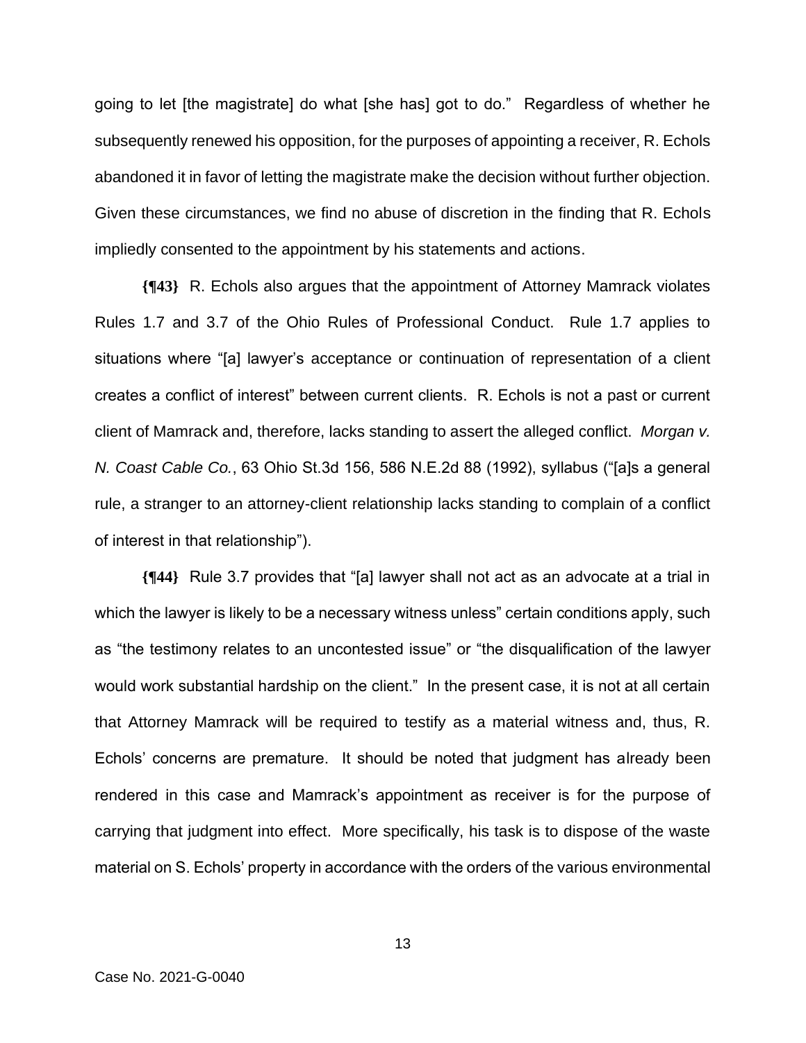going to let [the magistrate] do what [she has] got to do." Regardless of whether he subsequently renewed his opposition, for the purposes of appointing a receiver, R. Echols abandoned it in favor of letting the magistrate make the decision without further objection. Given these circumstances, we find no abuse of discretion in the finding that R. Echols impliedly consented to the appointment by his statements and actions.

**{¶43}** R. Echols also argues that the appointment of Attorney Mamrack violates Rules 1.7 and 3.7 of the Ohio Rules of Professional Conduct. Rule 1.7 applies to situations where "[a] lawyer's acceptance or continuation of representation of a client creates a conflict of interest" between current clients. R. Echols is not a past or current client of Mamrack and, therefore, lacks standing to assert the alleged conflict. *Morgan v. N. Coast Cable Co.*, 63 Ohio St.3d 156, 586 N.E.2d 88 (1992), syllabus ("[a]s a general rule, a stranger to an attorney-client relationship lacks standing to complain of a conflict of interest in that relationship").

**{¶44}** Rule 3.7 provides that "[a] lawyer shall not act as an advocate at a trial in which the lawyer is likely to be a necessary witness unless" certain conditions apply, such as "the testimony relates to an uncontested issue" or "the disqualification of the lawyer would work substantial hardship on the client." In the present case, it is not at all certain that Attorney Mamrack will be required to testify as a material witness and, thus, R. Echols' concerns are premature. It should be noted that judgment has already been rendered in this case and Mamrack's appointment as receiver is for the purpose of carrying that judgment into effect. More specifically, his task is to dispose of the waste material on S. Echols' property in accordance with the orders of the various environmental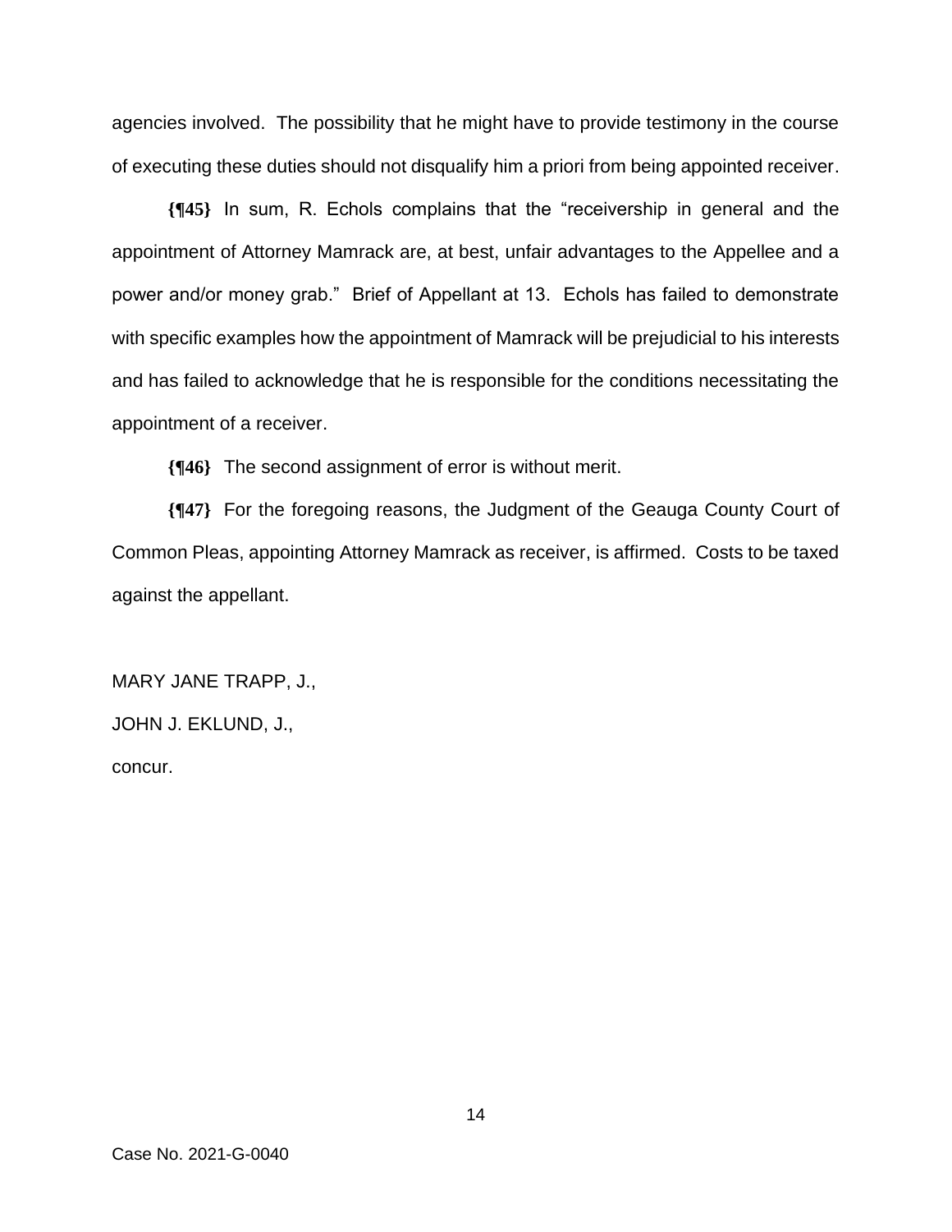agencies involved. The possibility that he might have to provide testimony in the course of executing these duties should not disqualify him a priori from being appointed receiver.

**{¶45}** In sum, R. Echols complains that the "receivership in general and the appointment of Attorney Mamrack are, at best, unfair advantages to the Appellee and a power and/or money grab." Brief of Appellant at 13. Echols has failed to demonstrate with specific examples how the appointment of Mamrack will be prejudicial to his interests and has failed to acknowledge that he is responsible for the conditions necessitating the appointment of a receiver.

**{¶46}** The second assignment of error is without merit.

**{¶47}** For the foregoing reasons, the Judgment of the Geauga County Court of Common Pleas, appointing Attorney Mamrack as receiver, is affirmed. Costs to be taxed against the appellant.

MARY JANE TRAPP, J.,

JOHN J. EKLUND, J.,

concur.